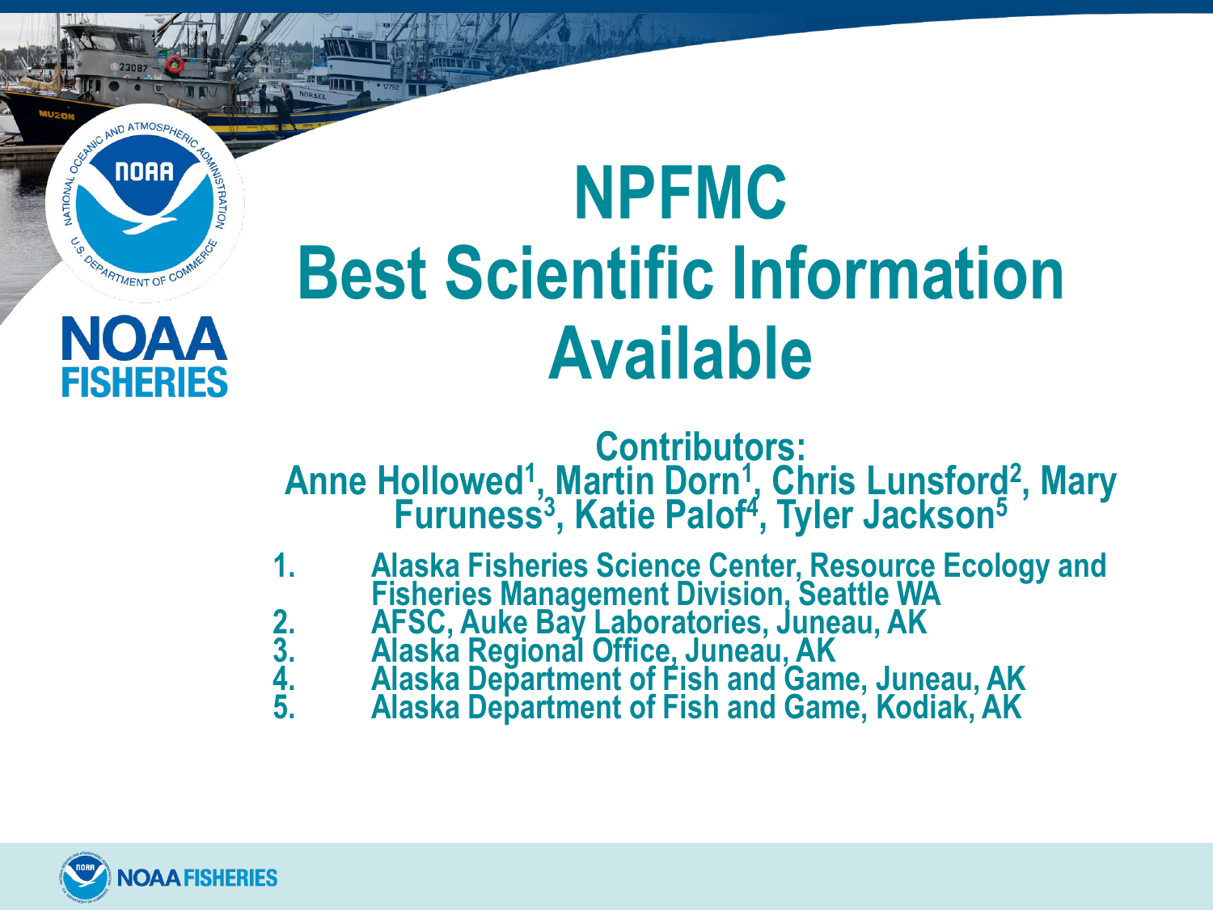# NPFMC Best Scientific Information Available

**Contributors:**

**Anne Hollowed[1], Martin Dorn[1], Chris Lunsford[2], Mary Furuness[3], Katie Palof[4], Tyler Jackson[5]**

1. Alaska Fisheries Science Center, Resource Ecology and Fisheries Management Division, Seattle WA
2. AFSC, Auke Bay Laboratories, Juneau, AK
3. Alaska Regional Office, Juneau, AK
4. Alaska Department of Fish and Game, Juneau, AK
5. Alaska Department of Fish and Game, Kodiak, AK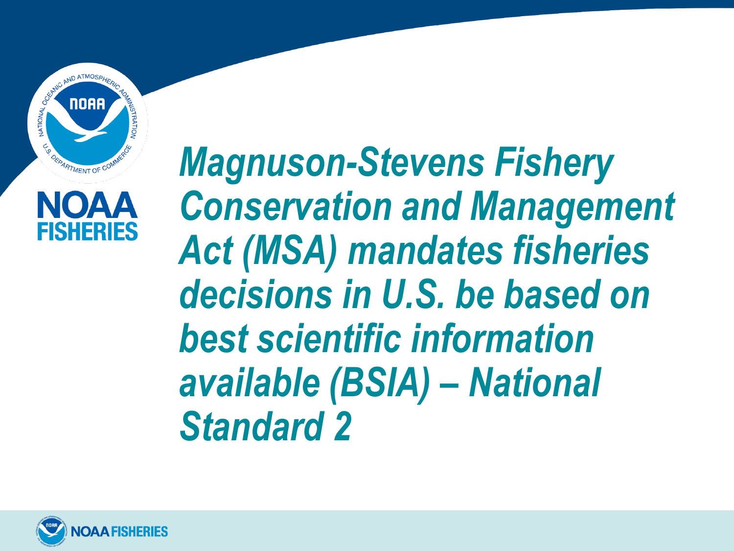***Magnuson-Stevens Fishery Conservation and Management Act (MSA) mandates fisheries decisions in U.S. be based on best scientific information available (BSIA) – National Standard 2***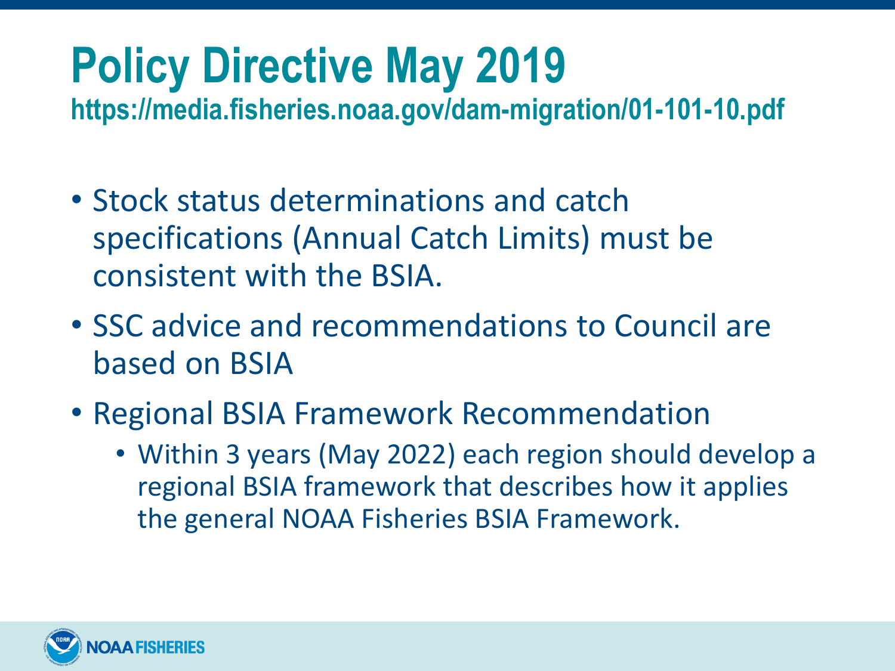# Policy Directive May 2019

**https://media.fisheries.noaa.gov/dam-migration/01-101-10.pdf**

- Stock status determinations and catch specifications (Annual Catch Limits) must be consistent with the BSIA.
- SSC advice and recommendations to Council are based on BSIA
- Regional BSIA Framework Recommendation
  - Within 3 years (May 2022) each region should develop a regional BSIA framework that describes how it applies the general NOAA Fisheries BSIA Framework.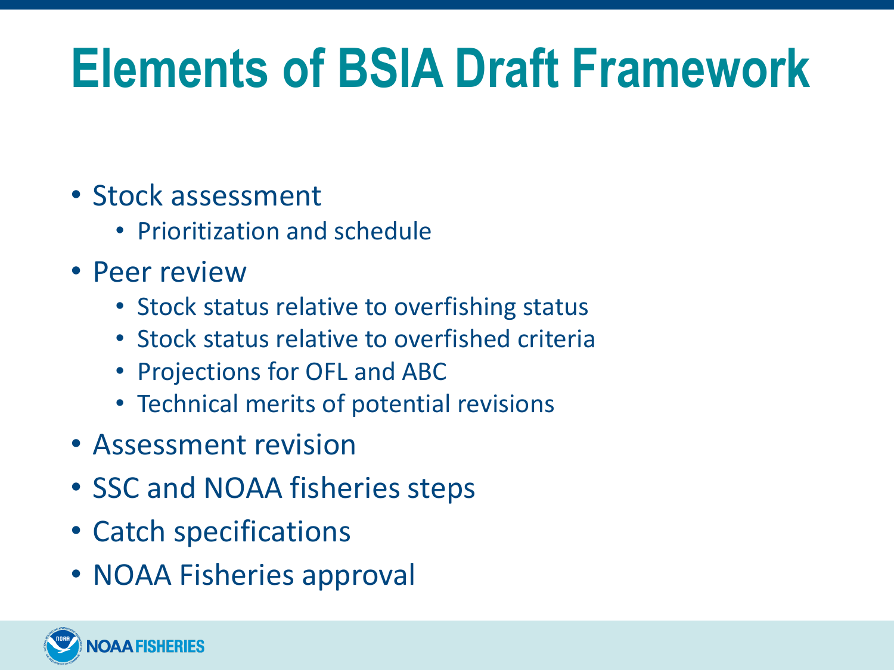# Elements of BSIA Draft Framework

- Stock assessment
  - Prioritization and schedule
- Peer review
  - Stock status relative to overfishing status
  - Stock status relative to overfished criteria
  - Projections for OFL and ABC
  - Technical merits of potential revisions
- Assessment revision
- SSC and NOAA fisheries steps
- Catch specifications
- NOAA Fisheries approval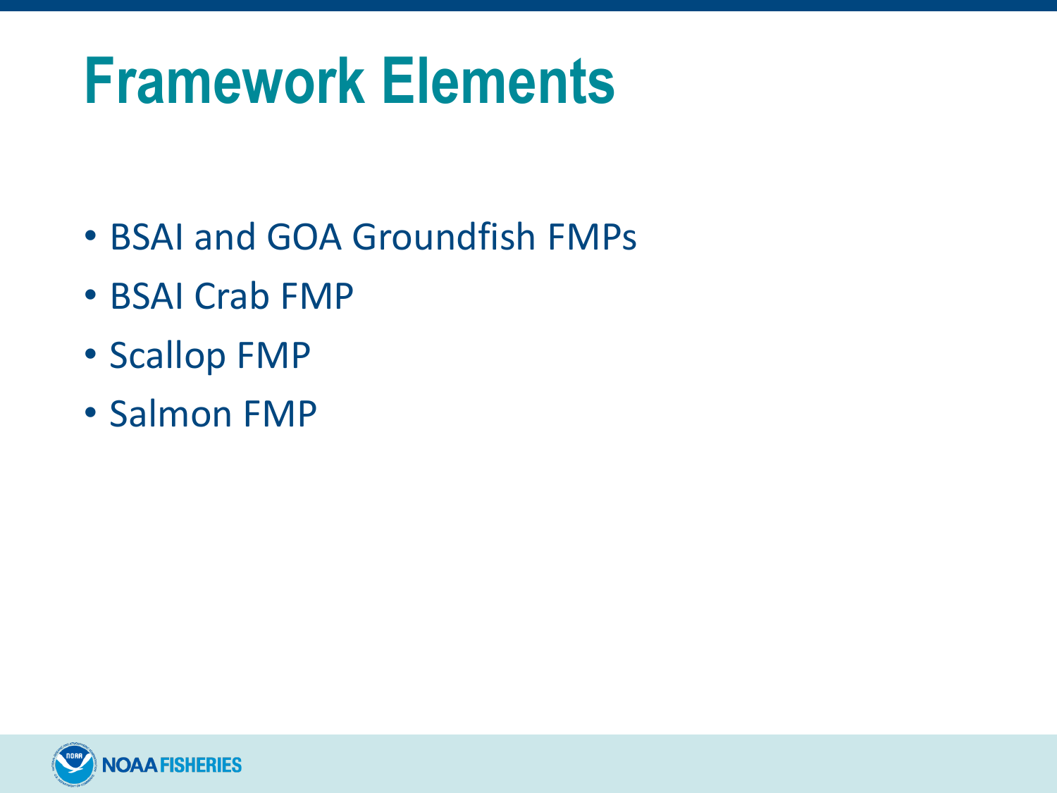# Framework Elements

- BSAI and GOA Groundfish FMPs
- BSAI Crab FMP
- Scallop FMP
- Salmon FMP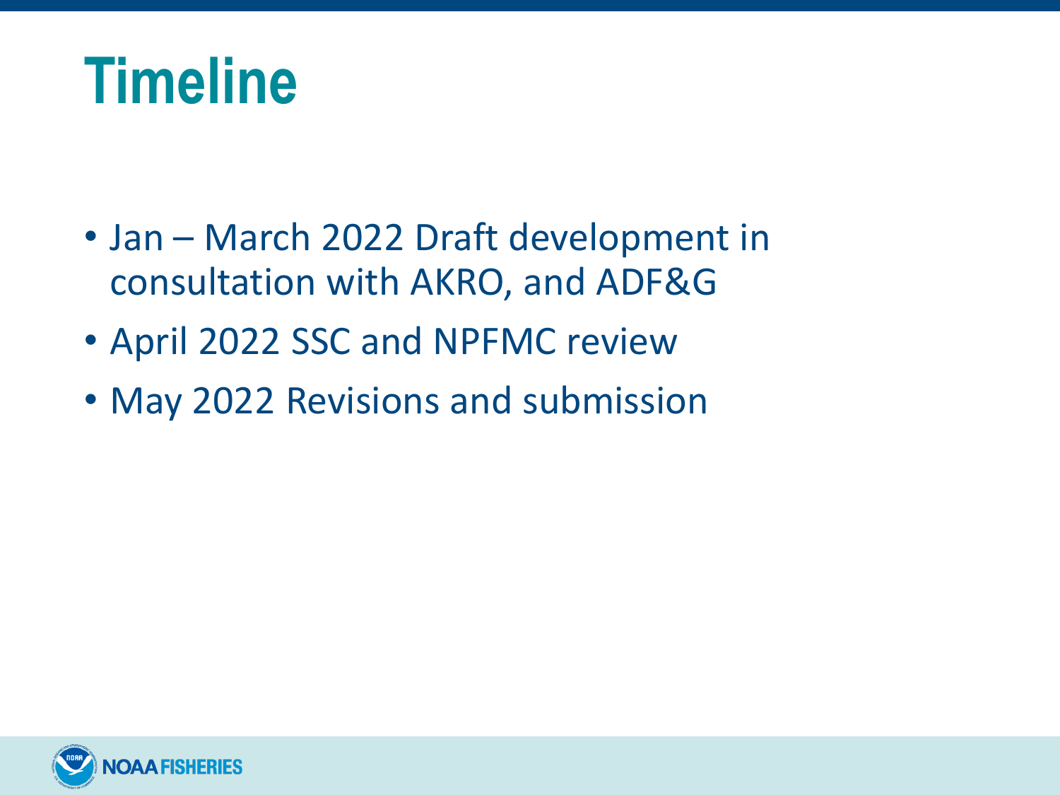# Timeline

- Jan – March 2022 Draft development in consultation with AKRO, and ADF&G
- April 2022 SSC and NPFMC review
- May 2022 Revisions and submission